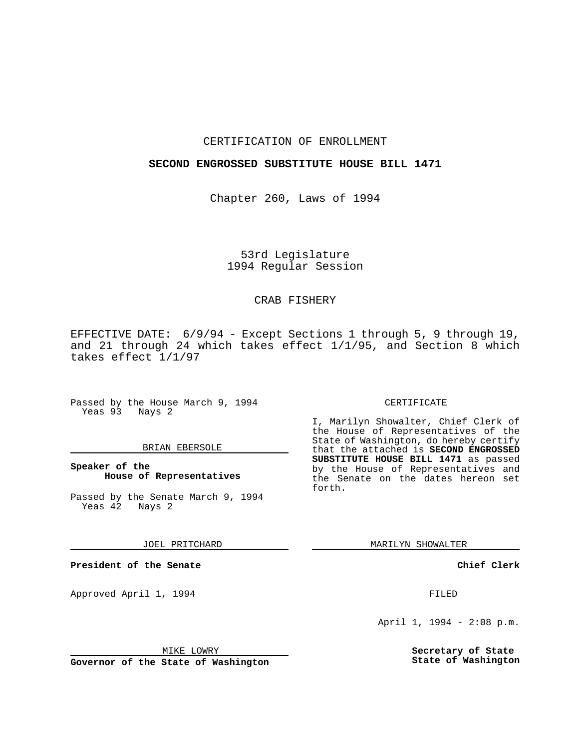CERTIFICATION OF ENROLLMENT

**SECOND ENGROSSED SUBSTITUTE HOUSE BILL 1471**

Chapter 260, Laws of 1994

53rd Legislature
1994 Regular Session

CRAB FISHERY

EFFECTIVE DATE: 6/9/94 - Except Sections 1 through 5, 9 through 19, and 21 through 24 which takes effect 1/1/95, and Section 8 which takes effect 1/1/97

Passed by the House March 9, 1994
Yeas 93 Nays 2

BRIAN EBERSOLE

**Speaker of the House of Representatives**

Passed by the Senate March 9, 1994
Yeas 42 Nays 2

JOEL PRITCHARD

**President of the Senate**

Approved April 1, 1994

MIKE LOWRY

**Governor of the State of Washington**

CERTIFICATE

I, Marilyn Showalter, Chief Clerk of the House of Representatives of the State of Washington, do hereby certify that the attached is **SECOND ENGROSSED SUBSTITUTE HOUSE BILL 1471** as passed by the House of Representatives and the Senate on the dates hereon set forth.

MARILYN SHOWALTER

**Chief Clerk**

FILED

April 1, 1994 - 2:08 p.m.

**Secretary of State**
**State of Washington**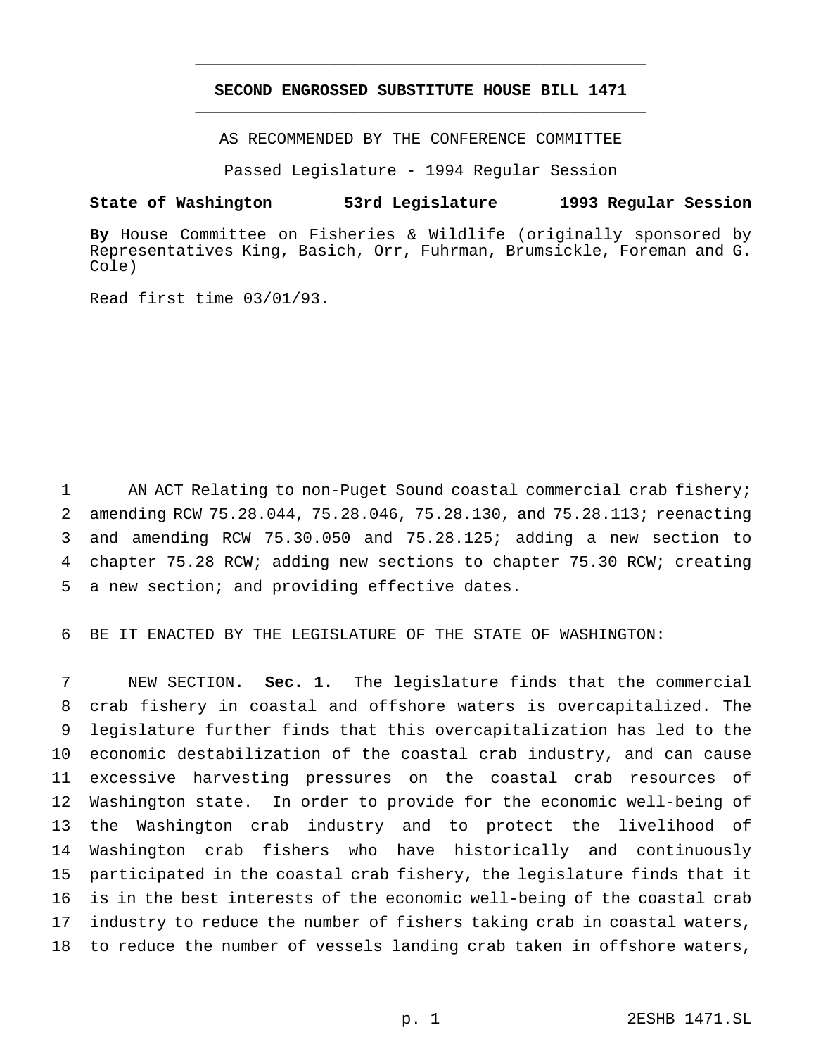# SECOND ENGROSSED SUBSTITUTE HOUSE BILL 1471

AS RECOMMENDED BY THE CONFERENCE COMMITTEE

Passed Legislature - 1994 Regular Session

**State of Washington 53rd Legislature 1993 Regular Session**

**By** House Committee on Fisheries & Wildlife (originally sponsored by Representatives King, Basich, Orr, Fuhrman, Brumsickle, Foreman and G. Cole)

Read first time 03/01/93.

AN ACT Relating to non-Puget Sound coastal commercial crab fishery; amending RCW 75.28.044, 75.28.046, 75.28.130, and 75.28.113; reenacting and amending RCW 75.30.050 and 75.28.125; adding a new section to chapter 75.28 RCW; adding new sections to chapter 75.30 RCW; creating a new section; and providing effective dates.

BE IT ENACTED BY THE LEGISLATURE OF THE STATE OF WASHINGTON:

NEW SECTION. **Sec. 1.** The legislature finds that the commercial crab fishery in coastal and offshore waters is overcapitalized. The legislature further finds that this overcapitalization has led to the economic destabilization of the coastal crab industry, and can cause excessive harvesting pressures on the coastal crab resources of Washington state. In order to provide for the economic well-being of the Washington crab industry and to protect the livelihood of Washington crab fishers who have historically and continuously participated in the coastal crab fishery, the legislature finds that it is in the best interests of the economic well-being of the coastal crab industry to reduce the number of fishers taking crab in coastal waters, to reduce the number of vessels landing crab taken in offshore waters,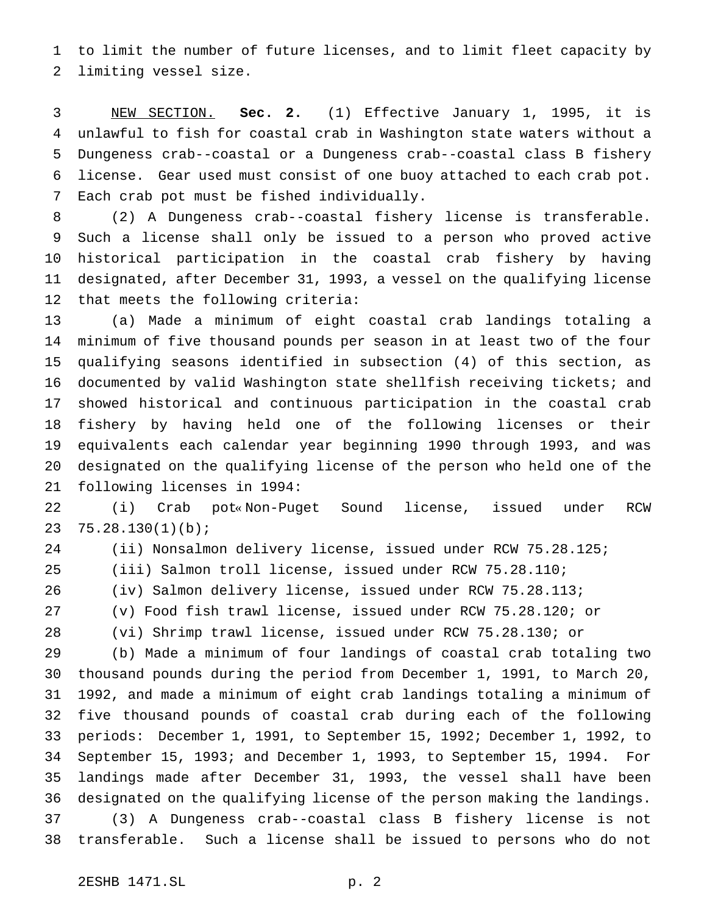to limit the number of future licenses, and to limit fleet capacity by limiting vessel size.

NEW SECTION. **Sec. 2.** (1) Effective January 1, 1995, it is unlawful to fish for coastal crab in Washington state waters without a Dungeness crab--coastal or a Dungeness crab--coastal class B fishery license. Gear used must consist of one buoy attached to each crab pot. Each crab pot must be fished individually.

(2) A Dungeness crab--coastal fishery license is transferable. Such a license shall only be issued to a person who proved active historical participation in the coastal crab fishery by having designated, after December 31, 1993, a vessel on the qualifying license that meets the following criteria:

(a) Made a minimum of eight coastal crab landings totaling a minimum of five thousand pounds per season in at least two of the four qualifying seasons identified in subsection (4) of this section, as documented by valid Washington state shellfish receiving tickets; and showed historical and continuous participation in the coastal crab fishery by having held one of the following licenses or their equivalents each calendar year beginning 1990 through 1993, and was designated on the qualifying license of the person who held one of the following licenses in 1994:

(i) Crab pot« Non-Puget Sound license, issued under RCW 75.28.130(1)(b);

(ii) Nonsalmon delivery license, issued under RCW 75.28.125;

(iii) Salmon troll license, issued under RCW 75.28.110;

(iv) Salmon delivery license, issued under RCW 75.28.113;

(v) Food fish trawl license, issued under RCW 75.28.120; or

(vi) Shrimp trawl license, issued under RCW 75.28.130; or

(b) Made a minimum of four landings of coastal crab totaling two thousand pounds during the period from December 1, 1991, to March 20, 1992, and made a minimum of eight crab landings totaling a minimum of five thousand pounds of coastal crab during each of the following periods: December 1, 1991, to September 15, 1992; December 1, 1992, to September 15, 1993; and December 1, 1993, to September 15, 1994. For landings made after December 31, 1993, the vessel shall have been designated on the qualifying license of the person making the landings.

(3) A Dungeness crab--coastal class B fishery license is not transferable. Such a license shall be issued to persons who do not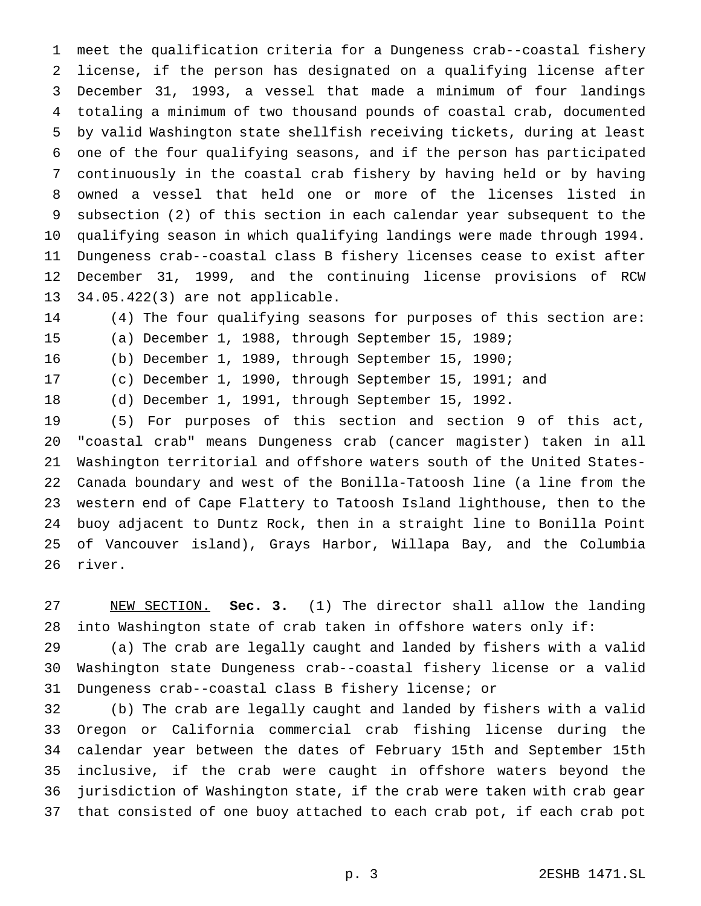meet the qualification criteria for a Dungeness crab--coastal fishery license, if the person has designated on a qualifying license after December 31, 1993, a vessel that made a minimum of four landings totaling a minimum of two thousand pounds of coastal crab, documented by valid Washington state shellfish receiving tickets, during at least one of the four qualifying seasons, and if the person has participated continuously in the coastal crab fishery by having held or by having owned a vessel that held one or more of the licenses listed in subsection (2) of this section in each calendar year subsequent to the qualifying season in which qualifying landings were made through 1994. Dungeness crab--coastal class B fishery licenses cease to exist after December 31, 1999, and the continuing license provisions of RCW 34.05.422(3) are not applicable.

(4) The four qualifying seasons for purposes of this section are:

(a) December 1, 1988, through September 15, 1989;

(b) December 1, 1989, through September 15, 1990;

(c) December 1, 1990, through September 15, 1991; and

(d) December 1, 1991, through September 15, 1992.

(5) For purposes of this section and section 9 of this act, "coastal crab" means Dungeness crab (cancer magister) taken in all Washington territorial and offshore waters south of the United States-Canada boundary and west of the Bonilla-Tatoosh line (a line from the western end of Cape Flattery to Tatoosh Island lighthouse, then to the buoy adjacent to Duntz Rock, then in a straight line to Bonilla Point of Vancouver island), Grays Harbor, Willapa Bay, and the Columbia river.

NEW SECTION. **Sec. 3.** (1) The director shall allow the landing into Washington state of crab taken in offshore waters only if:

(a) The crab are legally caught and landed by fishers with a valid Washington state Dungeness crab--coastal fishery license or a valid Dungeness crab--coastal class B fishery license; or

(b) The crab are legally caught and landed by fishers with a valid Oregon or California commercial crab fishing license during the calendar year between the dates of February 15th and September 15th inclusive, if the crab were caught in offshore waters beyond the jurisdiction of Washington state, if the crab were taken with crab gear that consisted of one buoy attached to each crab pot, if each crab pot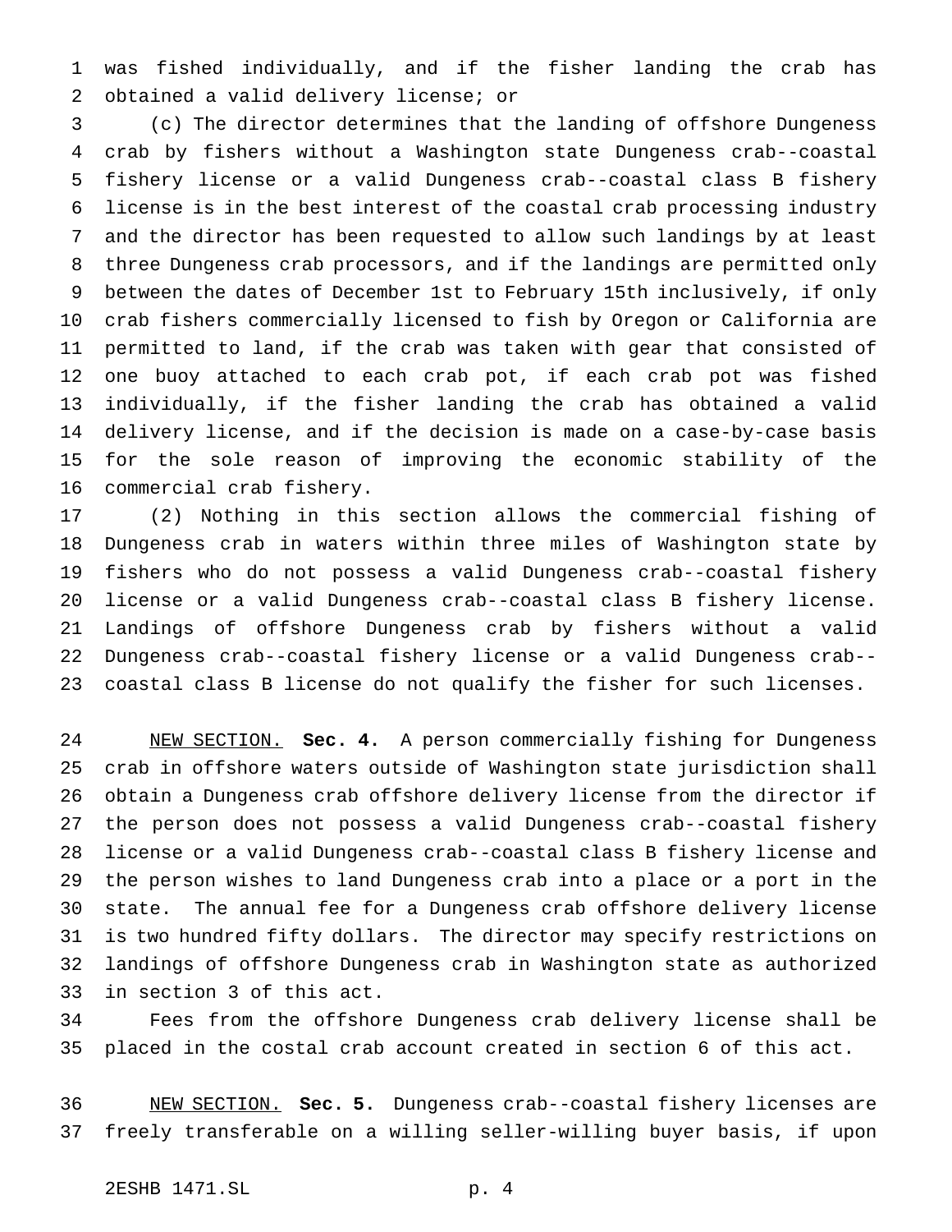was fished individually, and if the fisher landing the crab has obtained a valid delivery license; or

(c) The director determines that the landing of offshore Dungeness crab by fishers without a Washington state Dungeness crab--coastal fishery license or a valid Dungeness crab--coastal class B fishery license is in the best interest of the coastal crab processing industry and the director has been requested to allow such landings by at least three Dungeness crab processors, and if the landings are permitted only between the dates of December 1st to February 15th inclusively, if only crab fishers commercially licensed to fish by Oregon or California are permitted to land, if the crab was taken with gear that consisted of one buoy attached to each crab pot, if each crab pot was fished individually, if the fisher landing the crab has obtained a valid delivery license, and if the decision is made on a case-by-case basis for the sole reason of improving the economic stability of the commercial crab fishery.

(2) Nothing in this section allows the commercial fishing of Dungeness crab in waters within three miles of Washington state by fishers who do not possess a valid Dungeness crab--coastal fishery license or a valid Dungeness crab--coastal class B fishery license. Landings of offshore Dungeness crab by fishers without a valid Dungeness crab--coastal fishery license or a valid Dungeness crab--coastal class B license do not qualify the fisher for such licenses.

NEW SECTION. **Sec. 4.** A person commercially fishing for Dungeness crab in offshore waters outside of Washington state jurisdiction shall obtain a Dungeness crab offshore delivery license from the director if the person does not possess a valid Dungeness crab--coastal fishery license or a valid Dungeness crab--coastal class B fishery license and the person wishes to land Dungeness crab into a place or a port in the state. The annual fee for a Dungeness crab offshore delivery license is two hundred fifty dollars. The director may specify restrictions on landings of offshore Dungeness crab in Washington state as authorized in section 3 of this act.

Fees from the offshore Dungeness crab delivery license shall be placed in the costal crab account created in section 6 of this act.

NEW SECTION. **Sec. 5.** Dungeness crab--coastal fishery licenses are freely transferable on a willing seller-willing buyer basis, if upon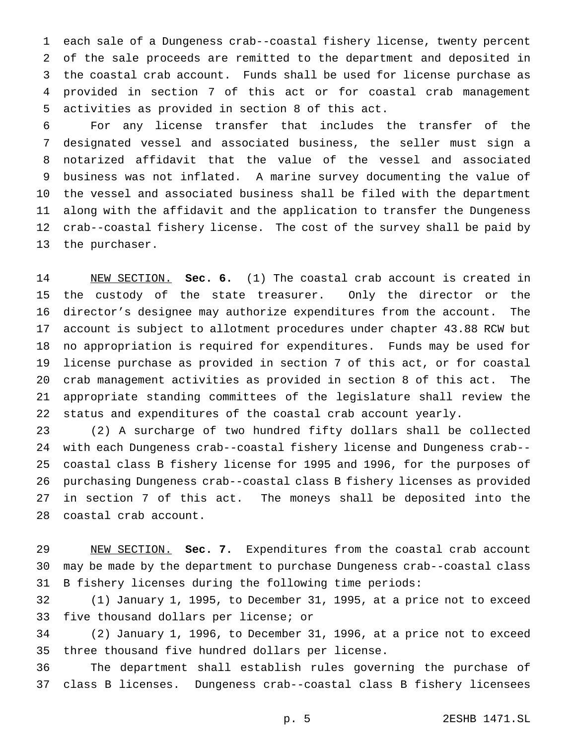each sale of a Dungeness crab--coastal fishery license, twenty percent of the sale proceeds are remitted to the department and deposited in the coastal crab account. Funds shall be used for license purchase as provided in section 7 of this act or for coastal crab management activities as provided in section 8 of this act.

For any license transfer that includes the transfer of the designated vessel and associated business, the seller must sign a notarized affidavit that the value of the vessel and associated business was not inflated. A marine survey documenting the value of the vessel and associated business shall be filed with the department along with the affidavit and the application to transfer the Dungeness crab--coastal fishery license. The cost of the survey shall be paid by the purchaser.

NEW SECTION. **Sec. 6.** (1) The coastal crab account is created in the custody of the state treasurer. Only the director or the director's designee may authorize expenditures from the account. The account is subject to allotment procedures under chapter 43.88 RCW but no appropriation is required for expenditures. Funds may be used for license purchase as provided in section 7 of this act, or for coastal crab management activities as provided in section 8 of this act. The appropriate standing committees of the legislature shall review the status and expenditures of the coastal crab account yearly.

(2) A surcharge of two hundred fifty dollars shall be collected with each Dungeness crab--coastal fishery license and Dungeness crab--coastal class B fishery license for 1995 and 1996, for the purposes of purchasing Dungeness crab--coastal class B fishery licenses as provided in section 7 of this act. The moneys shall be deposited into the coastal crab account.

NEW SECTION. **Sec. 7.** Expenditures from the coastal crab account may be made by the department to purchase Dungeness crab--coastal class B fishery licenses during the following time periods:

(1) January 1, 1995, to December 31, 1995, at a price not to exceed five thousand dollars per license; or

(2) January 1, 1996, to December 31, 1996, at a price not to exceed three thousand five hundred dollars per license.

The department shall establish rules governing the purchase of class B licenses. Dungeness crab--coastal class B fishery licensees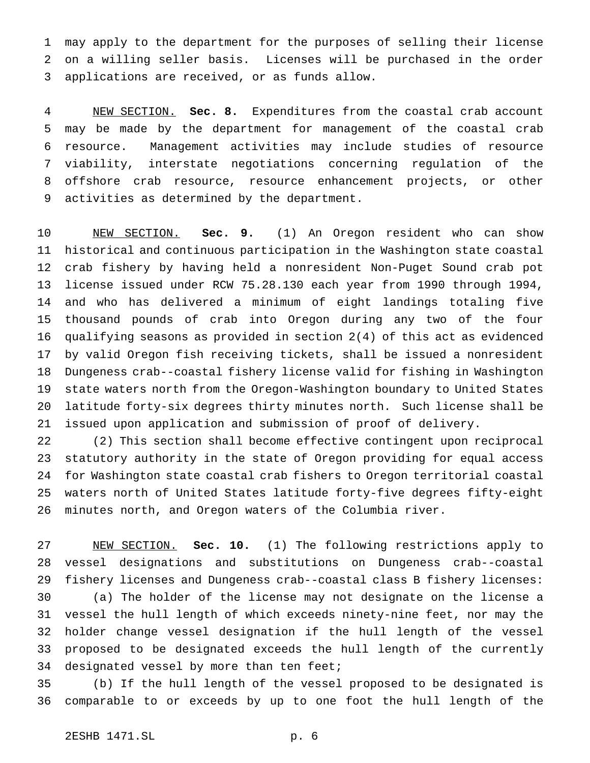may apply to the department for the purposes of selling their license on a willing seller basis. Licenses will be purchased in the order applications are received, or as funds allow.

NEW SECTION. **Sec. 8.** Expenditures from the coastal crab account may be made by the department for management of the coastal crab resource. Management activities may include studies of resource viability, interstate negotiations concerning regulation of the offshore crab resource, resource enhancement projects, or other activities as determined by the department.

NEW SECTION. **Sec. 9.** (1) An Oregon resident who can show historical and continuous participation in the Washington state coastal crab fishery by having held a nonresident Non-Puget Sound crab pot license issued under RCW 75.28.130 each year from 1990 through 1994, and who has delivered a minimum of eight landings totaling five thousand pounds of crab into Oregon during any two of the four qualifying seasons as provided in section 2(4) of this act as evidenced by valid Oregon fish receiving tickets, shall be issued a nonresident Dungeness crab--coastal fishery license valid for fishing in Washington state waters north from the Oregon-Washington boundary to United States latitude forty-six degrees thirty minutes north. Such license shall be issued upon application and submission of proof of delivery.

(2) This section shall become effective contingent upon reciprocal statutory authority in the state of Oregon providing for equal access for Washington state coastal crab fishers to Oregon territorial coastal waters north of United States latitude forty-five degrees fifty-eight minutes north, and Oregon waters of the Columbia river.

NEW SECTION. **Sec. 10.** (1) The following restrictions apply to vessel designations and substitutions on Dungeness crab--coastal fishery licenses and Dungeness crab--coastal class B fishery licenses:

(a) The holder of the license may not designate on the license a vessel the hull length of which exceeds ninety-nine feet, nor may the holder change vessel designation if the hull length of the vessel proposed to be designated exceeds the hull length of the currently designated vessel by more than ten feet;

(b) If the hull length of the vessel proposed to be designated is comparable to or exceeds by up to one foot the hull length of the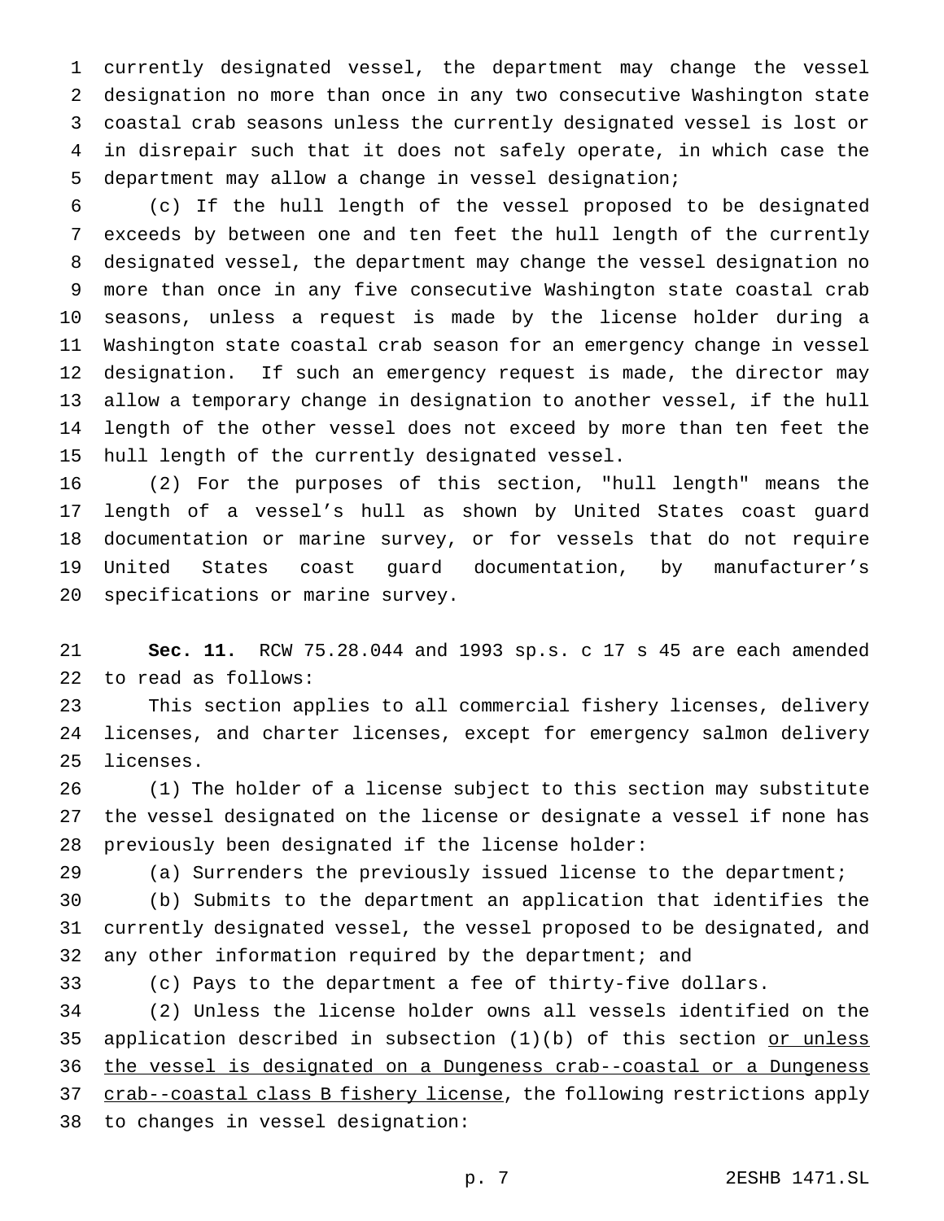currently designated vessel, the department may change the vessel designation no more than once in any two consecutive Washington state coastal crab seasons unless the currently designated vessel is lost or in disrepair such that it does not safely operate, in which case the department may allow a change in vessel designation;

(c) If the hull length of the vessel proposed to be designated exceeds by between one and ten feet the hull length of the currently designated vessel, the department may change the vessel designation no more than once in any five consecutive Washington state coastal crab seasons, unless a request is made by the license holder during a Washington state coastal crab season for an emergency change in vessel designation. If such an emergency request is made, the director may allow a temporary change in designation to another vessel, if the hull length of the other vessel does not exceed by more than ten feet the hull length of the currently designated vessel.

(2) For the purposes of this section, "hull length" means the length of a vessel's hull as shown by United States coast guard documentation or marine survey, or for vessels that do not require United States coast guard documentation, by manufacturer's specifications or marine survey.

**Sec. 11.** RCW 75.28.044 and 1993 sp.s. c 17 s 45 are each amended to read as follows:

This section applies to all commercial fishery licenses, delivery licenses, and charter licenses, except for emergency salmon delivery licenses.

(1) The holder of a license subject to this section may substitute the vessel designated on the license or designate a vessel if none has previously been designated if the license holder:

(a) Surrenders the previously issued license to the department;

(b) Submits to the department an application that identifies the currently designated vessel, the vessel proposed to be designated, and any other information required by the department; and

(c) Pays to the department a fee of thirty-five dollars.

(2) Unless the license holder owns all vessels identified on the application described in subsection (1)(b) of this section <u>or unless the vessel is designated on a Dungeness crab--coastal or a Dungeness crab--coastal class B fishery license</u>, the following restrictions apply to changes in vessel designation: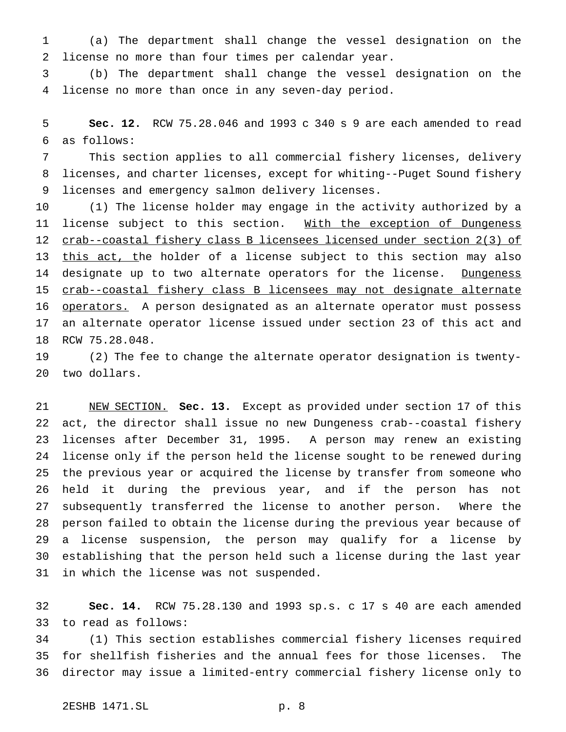(a) The department shall change the vessel designation on the license no more than four times per calendar year.

(b) The department shall change the vessel designation on the license no more than once in any seven-day period.

**Sec. 12.** RCW 75.28.046 and 1993 c 340 s 9 are each amended to read as follows:

This section applies to all commercial fishery licenses, delivery licenses, and charter licenses, except for whiting--Puget Sound fishery licenses and emergency salmon delivery licenses.

(1) The license holder may engage in the activity authorized by a license subject to this section. With the exception of Dungeness crab--coastal fishery class B licensees licensed under section 2(3) of this act, the holder of a license subject to this section may also designate up to two alternate operators for the license. Dungeness crab--coastal fishery class B licensees may not designate alternate operators. A person designated as an alternate operator must possess an alternate operator license issued under section 23 of this act and RCW 75.28.048.

(2) The fee to change the alternate operator designation is twenty-two dollars.

NEW SECTION. **Sec. 13.** Except as provided under section 17 of this act, the director shall issue no new Dungeness crab--coastal fishery licenses after December 31, 1995. A person may renew an existing license only if the person held the license sought to be renewed during the previous year or acquired the license by transfer from someone who held it during the previous year, and if the person has not subsequently transferred the license to another person. Where the person failed to obtain the license during the previous year because of a license suspension, the person may qualify for a license by establishing that the person held such a license during the last year in which the license was not suspended.

**Sec. 14.** RCW 75.28.130 and 1993 sp.s. c 17 s 40 are each amended to read as follows:

(1) This section establishes commercial fishery licenses required for shellfish fisheries and the annual fees for those licenses. The director may issue a limited-entry commercial fishery license only to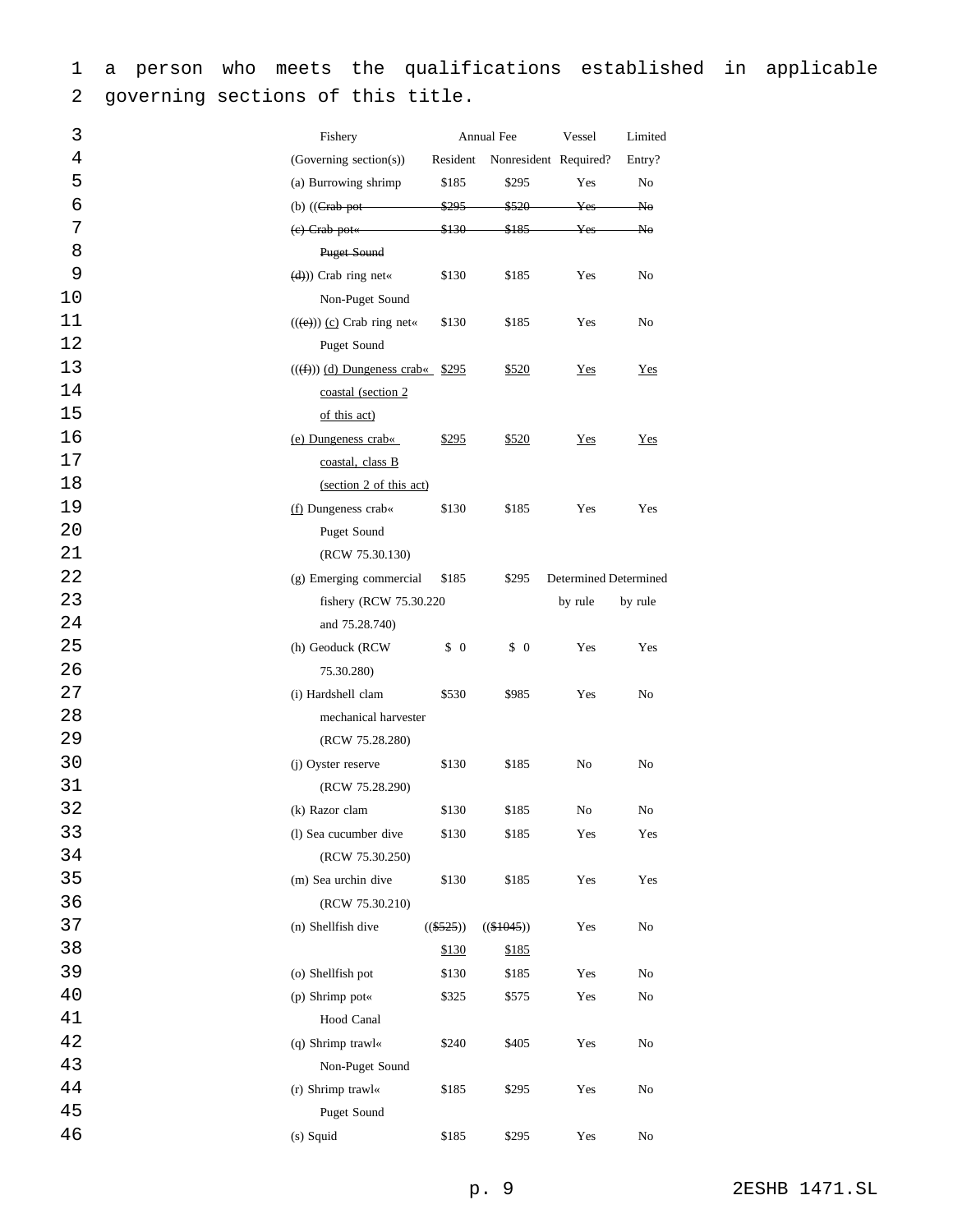a person who meets the qualifications established in applicable governing sections of this title.

| Fishery (Governing section(s)) | Annual Fee Resident | Nonresident | Vessel Required? | Limited Entry? |
|---|---|---|---|---|
| (a) Burrowing shrimp | $185 | $295 | Yes | No |
| (b) ((~~Crab pot~~ | ~~$295~~ | ~~$520~~ | ~~Yes~~ | ~~No~~ |
| ~~(c) Crab pot« Puget Sound~~ | ~~$130~~ | ~~$185~~ | ~~Yes~~ | ~~No~~ |
| ~~(d)~~)) Crab ring net« Non-Puget Sound | $130 | $185 | Yes | No |
| ((~~(e)~~)) <u>(c)</u> Crab ring net« Puget Sound | $130 | $185 | Yes | No |
| ((~~(f)~~)) <u>(d) Dungeness crab« coastal (section 2 of this act)</u> | <u>$295</u> | <u>$520</u> | <u>Yes</u> | <u>Yes</u> |
| <u>(e) Dungeness crab« coastal, class B (section 2 of this act)</u> | <u>$295</u> | <u>$520</u> | <u>Yes</u> | <u>Yes</u> |
| <u>(f)</u> Dungeness crab« Puget Sound (RCW 75.30.130) | $130 | $185 | Yes | Yes |
| (g) Emerging commercial fishery (RCW 75.30.220 and 75.28.740) | $185 | $295 | Determined by rule | Determined by rule |
| (h) Geoduck (RCW 75.30.280) | $ 0 | $ 0 | Yes | Yes |
| (i) Hardshell clam mechanical harvester (RCW 75.28.280) | $530 | $985 | Yes | No |
| (j) Oyster reserve (RCW 75.28.290) | $130 | $185 | No | No |
| (k) Razor clam | $130 | $185 | No | No |
| (l) Sea cucumber dive (RCW 75.30.250) | $130 | $185 | Yes | Yes |
| (m) Sea urchin dive (RCW 75.30.210) | $130 | $185 | Yes | Yes |
| (n) Shellfish dive | ((~~$525~~)) <u>$130</u> | ((~~$1045~~)) <u>$185</u> | Yes | No |
| (o) Shellfish pot | $130 | $185 | Yes | No |
| (p) Shrimp pot« Hood Canal | $325 | $575 | Yes | No |
| (q) Shrimp trawl« Non-Puget Sound | $240 | $405 | Yes | No |
| (r) Shrimp trawl« Puget Sound | $185 | $295 | Yes | No |
| (s) Squid | $185 | $295 | Yes | No |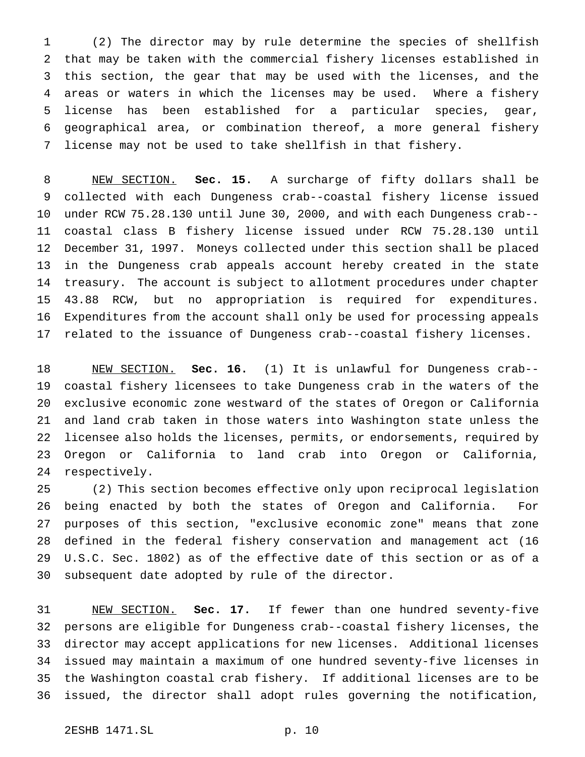(2) The director may by rule determine the species of shellfish that may be taken with the commercial fishery licenses established in this section, the gear that may be used with the licenses, and the areas or waters in which the licenses may be used. Where a fishery license has been established for a particular species, gear, geographical area, or combination thereof, a more general fishery license may not be used to take shellfish in that fishery.

NEW SECTION. **Sec. 15.** A surcharge of fifty dollars shall be collected with each Dungeness crab--coastal fishery license issued under RCW 75.28.130 until June 30, 2000, and with each Dungeness crab--coastal class B fishery license issued under RCW 75.28.130 until December 31, 1997. Moneys collected under this section shall be placed in the Dungeness crab appeals account hereby created in the state treasury. The account is subject to allotment procedures under chapter 43.88 RCW, but no appropriation is required for expenditures. Expenditures from the account shall only be used for processing appeals related to the issuance of Dungeness crab--coastal fishery licenses.

NEW SECTION. **Sec. 16.** (1) It is unlawful for Dungeness crab--coastal fishery licensees to take Dungeness crab in the waters of the exclusive economic zone westward of the states of Oregon or California and land crab taken in those waters into Washington state unless the licensee also holds the licenses, permits, or endorsements, required by Oregon or California to land crab into Oregon or California, respectively.

(2) This section becomes effective only upon reciprocal legislation being enacted by both the states of Oregon and California. For purposes of this section, "exclusive economic zone" means that zone defined in the federal fishery conservation and management act (16 U.S.C. Sec. 1802) as of the effective date of this section or as of a subsequent date adopted by rule of the director.

NEW SECTION. **Sec. 17.** If fewer than one hundred seventy-five persons are eligible for Dungeness crab--coastal fishery licenses, the director may accept applications for new licenses. Additional licenses issued may maintain a maximum of one hundred seventy-five licenses in the Washington coastal crab fishery. If additional licenses are to be issued, the director shall adopt rules governing the notification,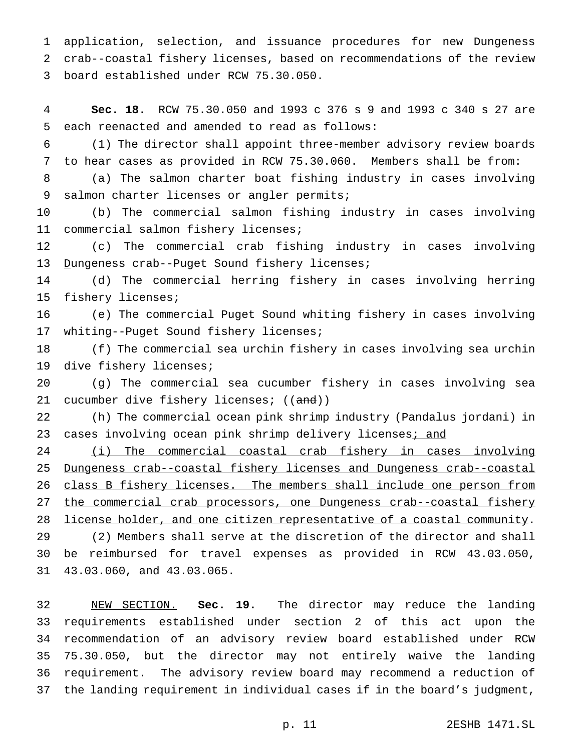application, selection, and issuance procedures for new Dungeness crab--coastal fishery licenses, based on recommendations of the review board established under RCW 75.30.050.

**Sec. 18.** RCW 75.30.050 and 1993 c 376 s 9 and 1993 c 340 s 27 are each reenacted and amended to read as follows:

(1) The director shall appoint three-member advisory review boards to hear cases as provided in RCW 75.30.060. Members shall be from:

(a) The salmon charter boat fishing industry in cases involving salmon charter licenses or angler permits;

(b) The commercial salmon fishing industry in cases involving commercial salmon fishery licenses;

(c) The commercial crab fishing industry in cases involving Dungeness crab--Puget Sound fishery licenses;

(d) The commercial herring fishery in cases involving herring fishery licenses;

(e) The commercial Puget Sound whiting fishery in cases involving whiting--Puget Sound fishery licenses;

(f) The commercial sea urchin fishery in cases involving sea urchin dive fishery licenses;

(g) The commercial sea cucumber fishery in cases involving sea cucumber dive fishery licenses; ((~~and~~))

(h) The commercial ocean pink shrimp industry (Pandalus jordani) in cases involving ocean pink shrimp delivery licenses; and

(i) The commercial coastal crab fishery in cases involving Dungeness crab--coastal fishery licenses and Dungeness crab--coastal class B fishery licenses. The members shall include one person from the commercial crab processors, one Dungeness crab--coastal fishery license holder, and one citizen representative of a coastal community.

(2) Members shall serve at the discretion of the director and shall be reimbursed for travel expenses as provided in RCW 43.03.050, 43.03.060, and 43.03.065.

NEW SECTION. **Sec. 19.** The director may reduce the landing requirements established under section 2 of this act upon the recommendation of an advisory review board established under RCW 75.30.050, but the director may not entirely waive the landing requirement. The advisory review board may recommend a reduction of the landing requirement in individual cases if in the board's judgment,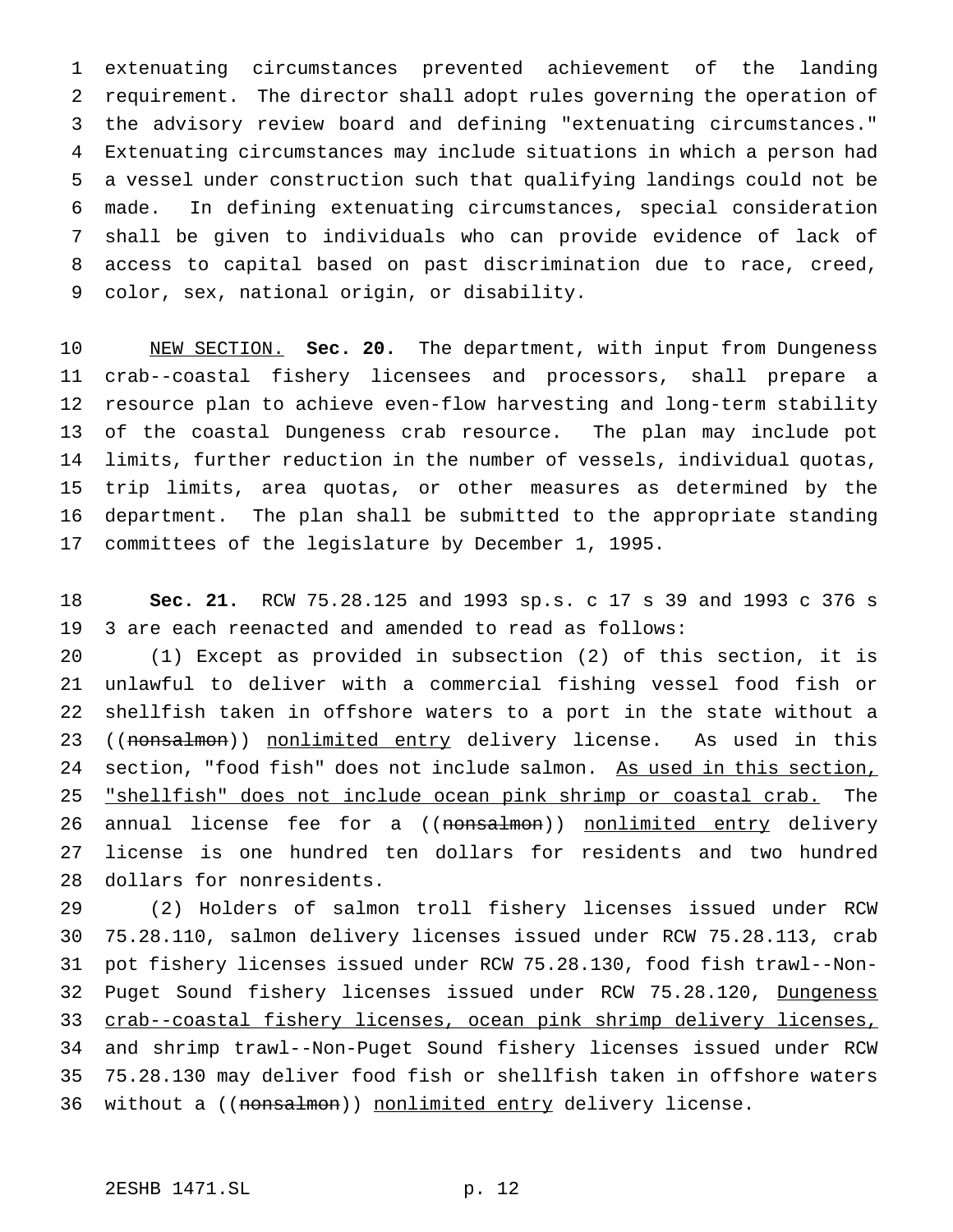extenuating circumstances prevented achievement of the landing requirement. The director shall adopt rules governing the operation of the advisory review board and defining "extenuating circumstances." Extenuating circumstances may include situations in which a person had a vessel under construction such that qualifying landings could not be made. In defining extenuating circumstances, special consideration shall be given to individuals who can provide evidence of lack of access to capital based on past discrimination due to race, creed, color, sex, national origin, or disability.

NEW SECTION. **Sec. 20.** The department, with input from Dungeness crab--coastal fishery licensees and processors, shall prepare a resource plan to achieve even-flow harvesting and long-term stability of the coastal Dungeness crab resource. The plan may include pot limits, further reduction in the number of vessels, individual quotas, trip limits, area quotas, or other measures as determined by the department. The plan shall be submitted to the appropriate standing committees of the legislature by December 1, 1995.

**Sec. 21.** RCW 75.28.125 and 1993 sp.s. c 17 s 39 and 1993 c 376 s 3 are each reenacted and amended to read as follows:

(1) Except as provided in subsection (2) of this section, it is unlawful to deliver with a commercial fishing vessel food fish or shellfish taken in offshore waters to a port in the state without a ((~~nonsalmon~~)) nonlimited entry delivery license. As used in this section, "food fish" does not include salmon. As used in this section, "shellfish" does not include ocean pink shrimp or coastal crab. The annual license fee for a ((~~nonsalmon~~)) nonlimited entry delivery license is one hundred ten dollars for residents and two hundred dollars for nonresidents.

(2) Holders of salmon troll fishery licenses issued under RCW 75.28.110, salmon delivery licenses issued under RCW 75.28.113, crab pot fishery licenses issued under RCW 75.28.130, food fish trawl--Non-Puget Sound fishery licenses issued under RCW 75.28.120, Dungeness crab--coastal fishery licenses, ocean pink shrimp delivery licenses, and shrimp trawl--Non-Puget Sound fishery licenses issued under RCW 75.28.130 may deliver food fish or shellfish taken in offshore waters without a ((~~nonsalmon~~)) nonlimited entry delivery license.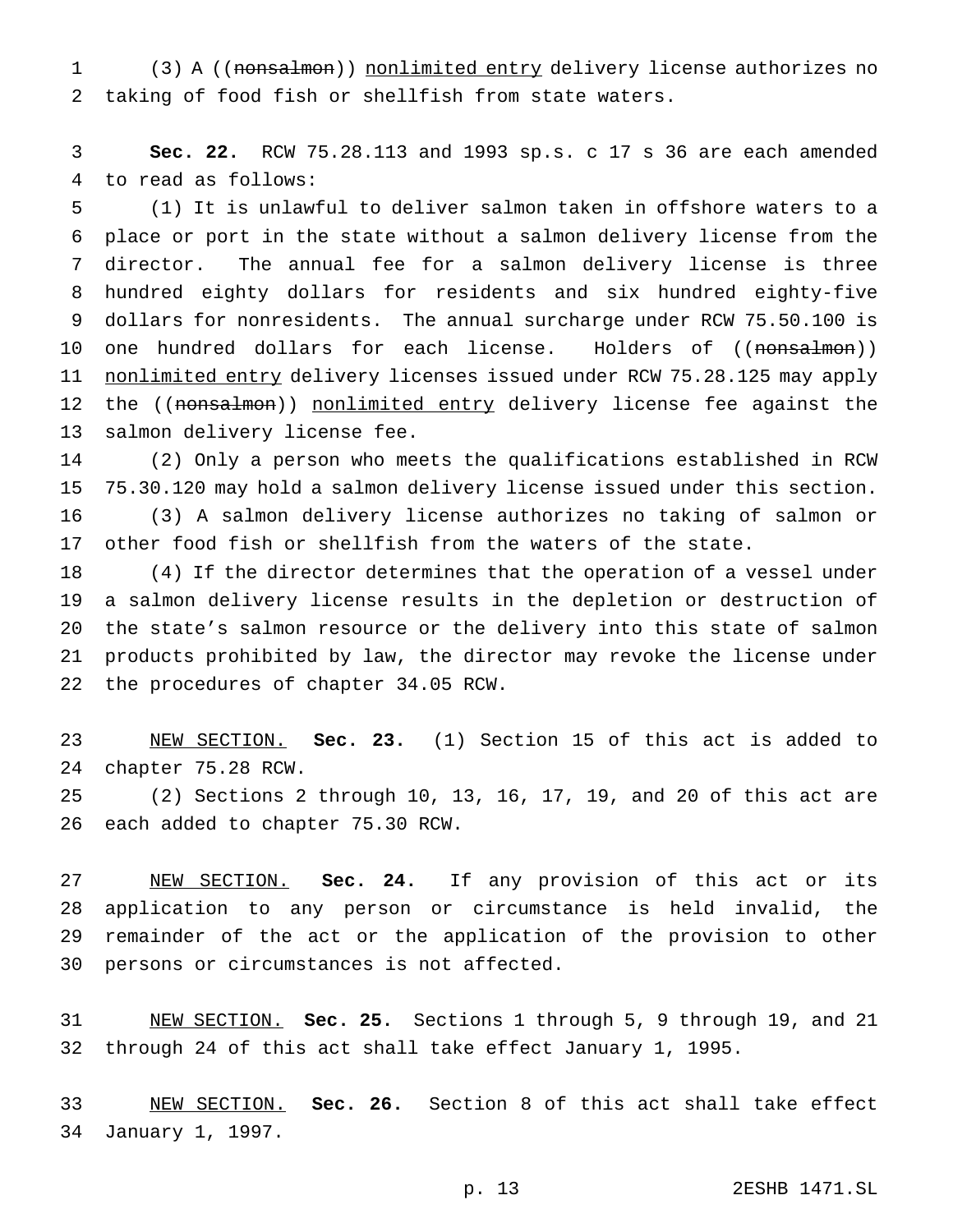(3) A ((~~nonsalmon~~)) <u>nonlimited entry</u> delivery license authorizes no taking of food fish or shellfish from state waters.

**Sec. 22.** RCW 75.28.113 and 1993 sp.s. c 17 s 36 are each amended to read as follows:

(1) It is unlawful to deliver salmon taken in offshore waters to a place or port in the state without a salmon delivery license from the director. The annual fee for a salmon delivery license is three hundred eighty dollars for residents and six hundred eighty-five dollars for nonresidents. The annual surcharge under RCW 75.50.100 is one hundred dollars for each license. Holders of ((~~nonsalmon~~)) <u>nonlimited entry</u> delivery licenses issued under RCW 75.28.125 may apply the ((~~nonsalmon~~)) <u>nonlimited entry</u> delivery license fee against the salmon delivery license fee.

(2) Only a person who meets the qualifications established in RCW 75.30.120 may hold a salmon delivery license issued under this section.

(3) A salmon delivery license authorizes no taking of salmon or other food fish or shellfish from the waters of the state.

(4) If the director determines that the operation of a vessel under a salmon delivery license results in the depletion or destruction of the state's salmon resource or the delivery into this state of salmon products prohibited by law, the director may revoke the license under the procedures of chapter 34.05 RCW.

<u>NEW SECTION.</u> **Sec. 23.** (1) Section 15 of this act is added to chapter 75.28 RCW.

(2) Sections 2 through 10, 13, 16, 17, 19, and 20 of this act are each added to chapter 75.30 RCW.

<u>NEW SECTION.</u> **Sec. 24.** If any provision of this act or its application to any person or circumstance is held invalid, the remainder of the act or the application of the provision to other persons or circumstances is not affected.

<u>NEW SECTION.</u> **Sec. 25.** Sections 1 through 5, 9 through 19, and 21 through 24 of this act shall take effect January 1, 1995.

<u>NEW SECTION.</u> **Sec. 26.** Section 8 of this act shall take effect January 1, 1997.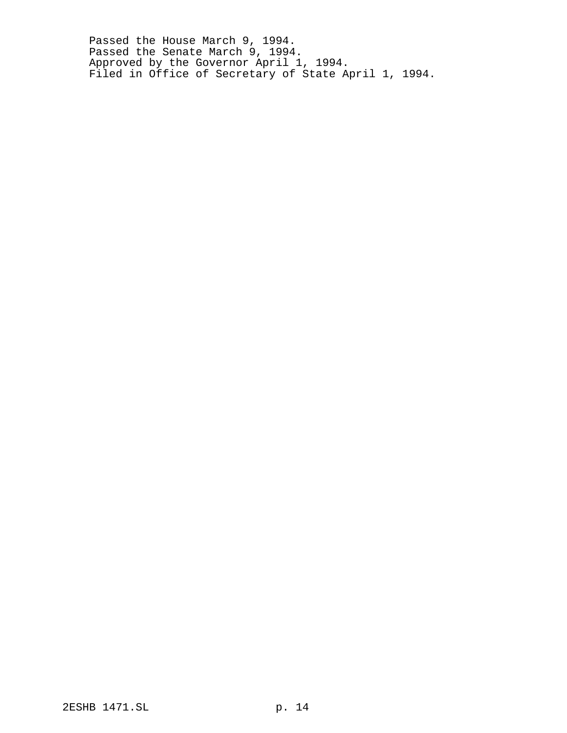Passed the House March 9, 1994.
Passed the Senate March 9, 1994.
Approved by the Governor April 1, 1994.
Filed in Office of Secretary of State April 1, 1994.